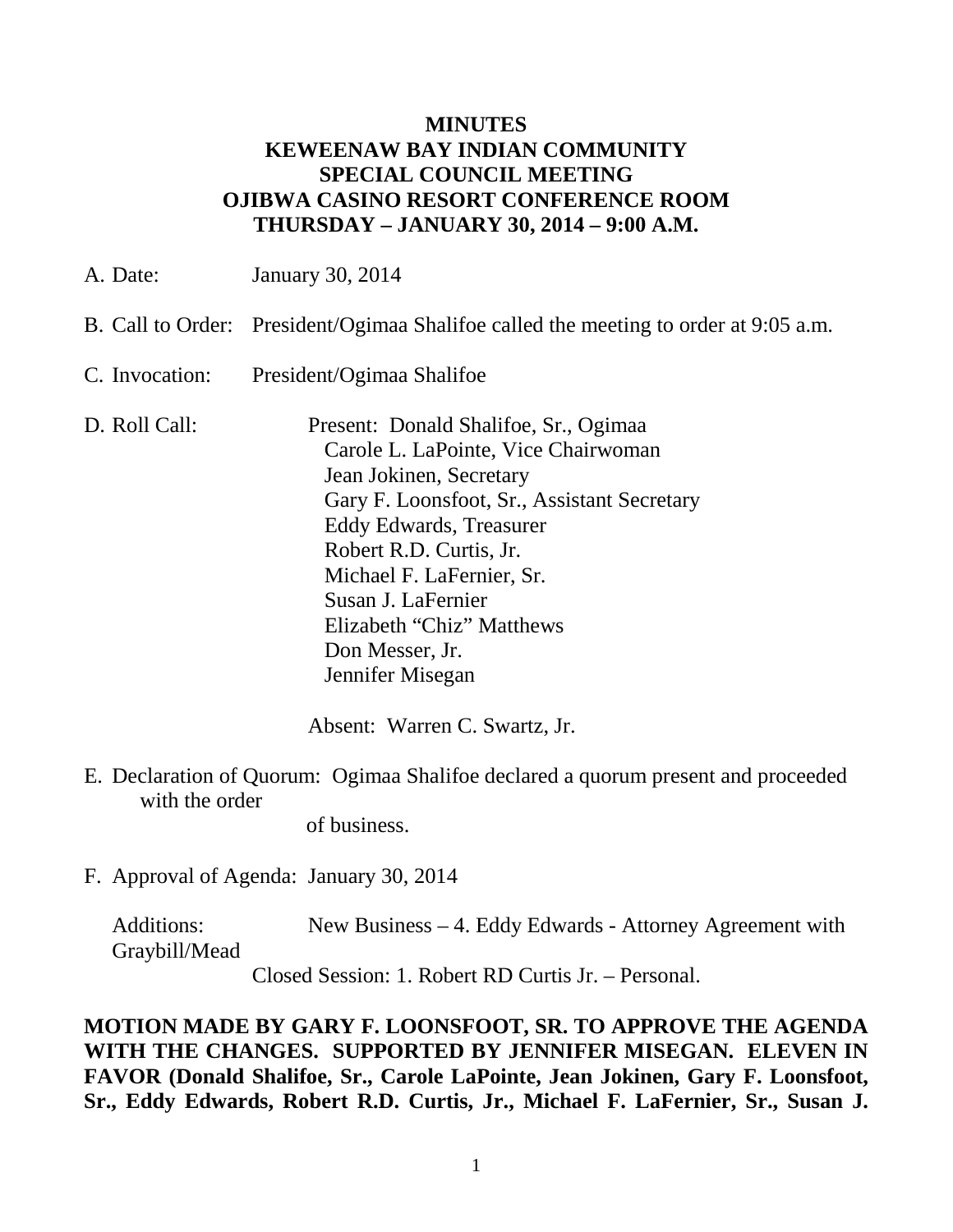**MINUTES**
**KEWEENAW BAY INDIAN COMMUNITY**
**SPECIAL COUNCIL MEETING**
**OJIBWA CASINO RESORT CONFERENCE ROOM**
**THURSDAY – JANUARY 30, 2014 – 9:00 A.M.**

A. Date: January 30, 2014

B. Call to Order: President/Ogimaa Shalifoe called the meeting to order at 9:05 a.m.

C. Invocation: President/Ogimaa Shalifoe

D. Roll Call: Present: Donald Shalifoe, Sr., Ogimaa
Carole L. LaPointe, Vice Chairwoman
Jean Jokinen, Secretary
Gary F. Loonsfoot, Sr., Assistant Secretary
Eddy Edwards, Treasurer
Robert R.D. Curtis, Jr.
Michael F. LaFernier, Sr.
Susan J. LaFernier
Elizabeth "Chiz" Matthews
Don Messer, Jr.
Jennifer Misegan

Absent: Warren C. Swartz, Jr.

E. Declaration of Quorum: Ogimaa Shalifoe declared a quorum present and proceeded with the order of business.

F. Approval of Agenda: January 30, 2014

Additions: New Business – 4. Eddy Edwards - Attorney Agreement with Graybill/Mead
Closed Session: 1. Robert RD Curtis Jr. – Personal.

**MOTION MADE BY GARY F. LOONSFOOT, SR. TO APPROVE THE AGENDA WITH THE CHANGES. SUPPORTED BY JENNIFER MISEGAN. ELEVEN IN FAVOR (Donald Shalifoe, Sr., Carole LaPointe, Jean Jokinen, Gary F. Loonsfoot, Sr., Eddy Edwards, Robert R.D. Curtis, Jr., Michael F. LaFernier, Sr., Susan J.**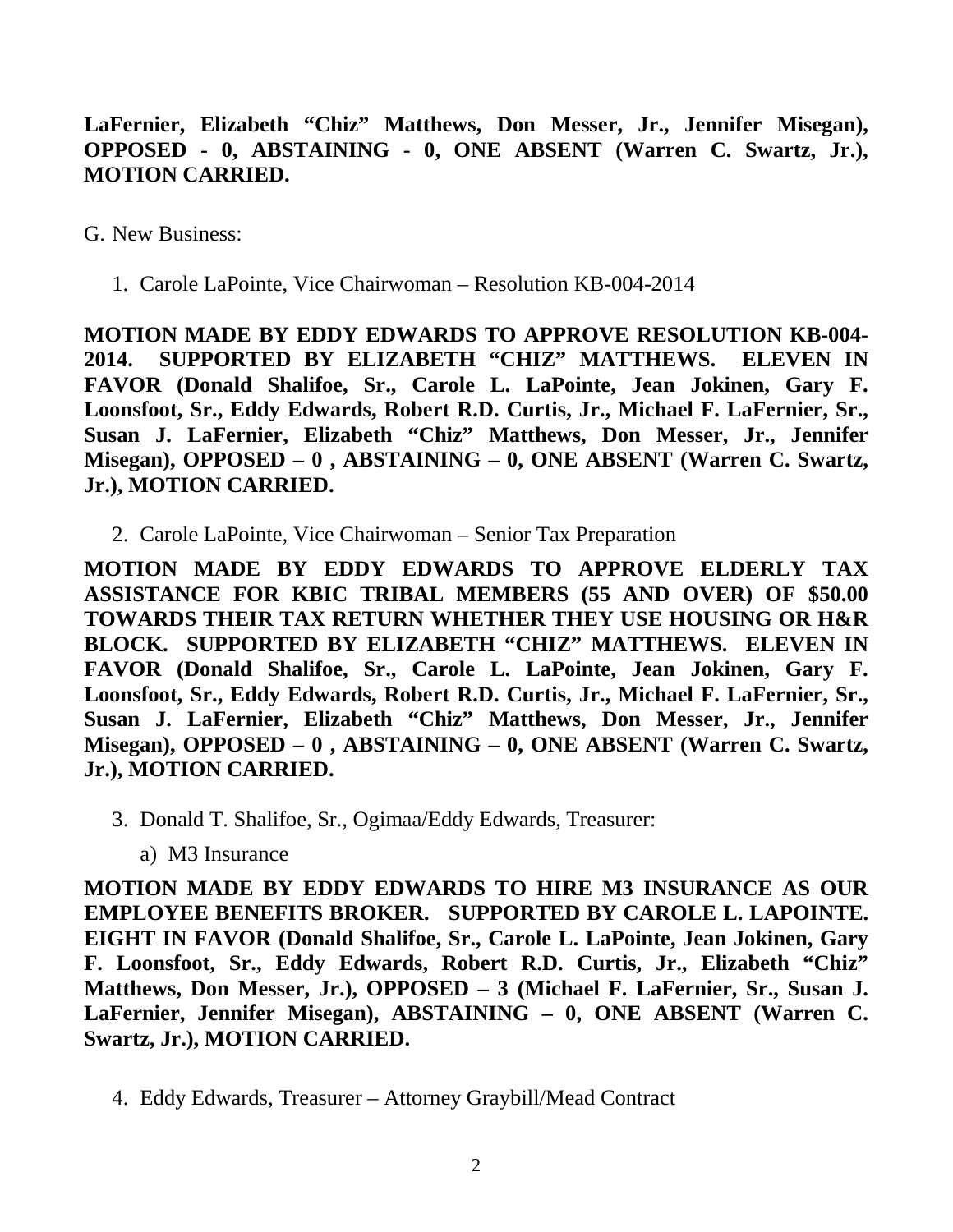**LaFernier, Elizabeth "Chiz" Matthews, Don Messer, Jr., Jennifer Misegan), OPPOSED - 0, ABSTAINING - 0, ONE ABSENT (Warren C. Swartz, Jr.), MOTION CARRIED.**

G. New Business:

1. Carole LaPointe, Vice Chairwoman – Resolution KB-004-2014

**MOTION MADE BY EDDY EDWARDS TO APPROVE RESOLUTION KB-004-2014. SUPPORTED BY ELIZABETH "CHIZ" MATTHEWS. ELEVEN IN FAVOR (Donald Shalifoe, Sr., Carole L. LaPointe, Jean Jokinen, Gary F. Loonsfoot, Sr., Eddy Edwards, Robert R.D. Curtis, Jr., Michael F. LaFernier, Sr., Susan J. LaFernier, Elizabeth "Chiz" Matthews, Don Messer, Jr., Jennifer Misegan), OPPOSED – 0 , ABSTAINING – 0, ONE ABSENT (Warren C. Swartz, Jr.), MOTION CARRIED.**

2. Carole LaPointe, Vice Chairwoman – Senior Tax Preparation

**MOTION MADE BY EDDY EDWARDS TO APPROVE ELDERLY TAX ASSISTANCE FOR KBIC TRIBAL MEMBERS (55 AND OVER) OF $50.00 TOWARDS THEIR TAX RETURN WHETHER THEY USE HOUSING OR H&R BLOCK. SUPPORTED BY ELIZABETH "CHIZ" MATTHEWS. ELEVEN IN FAVOR (Donald Shalifoe, Sr., Carole L. LaPointe, Jean Jokinen, Gary F. Loonsfoot, Sr., Eddy Edwards, Robert R.D. Curtis, Jr., Michael F. LaFernier, Sr., Susan J. LaFernier, Elizabeth "Chiz" Matthews, Don Messer, Jr., Jennifer Misegan), OPPOSED – 0 , ABSTAINING – 0, ONE ABSENT (Warren C. Swartz, Jr.), MOTION CARRIED.**

3. Donald T. Shalifoe, Sr., Ogimaa/Eddy Edwards, Treasurer:

    a) M3 Insurance

**MOTION MADE BY EDDY EDWARDS TO HIRE M3 INSURANCE AS OUR EMPLOYEE BENEFITS BROKER. SUPPORTED BY CAROLE L. LAPOINTE. EIGHT IN FAVOR (Donald Shalifoe, Sr., Carole L. LaPointe, Jean Jokinen, Gary F. Loonsfoot, Sr., Eddy Edwards, Robert R.D. Curtis, Jr., Elizabeth "Chiz" Matthews, Don Messer, Jr.), OPPOSED – 3 (Michael F. LaFernier, Sr., Susan J. LaFernier, Jennifer Misegan), ABSTAINING – 0, ONE ABSENT (Warren C. Swartz, Jr.), MOTION CARRIED.**

4. Eddy Edwards, Treasurer – Attorney Graybill/Mead Contract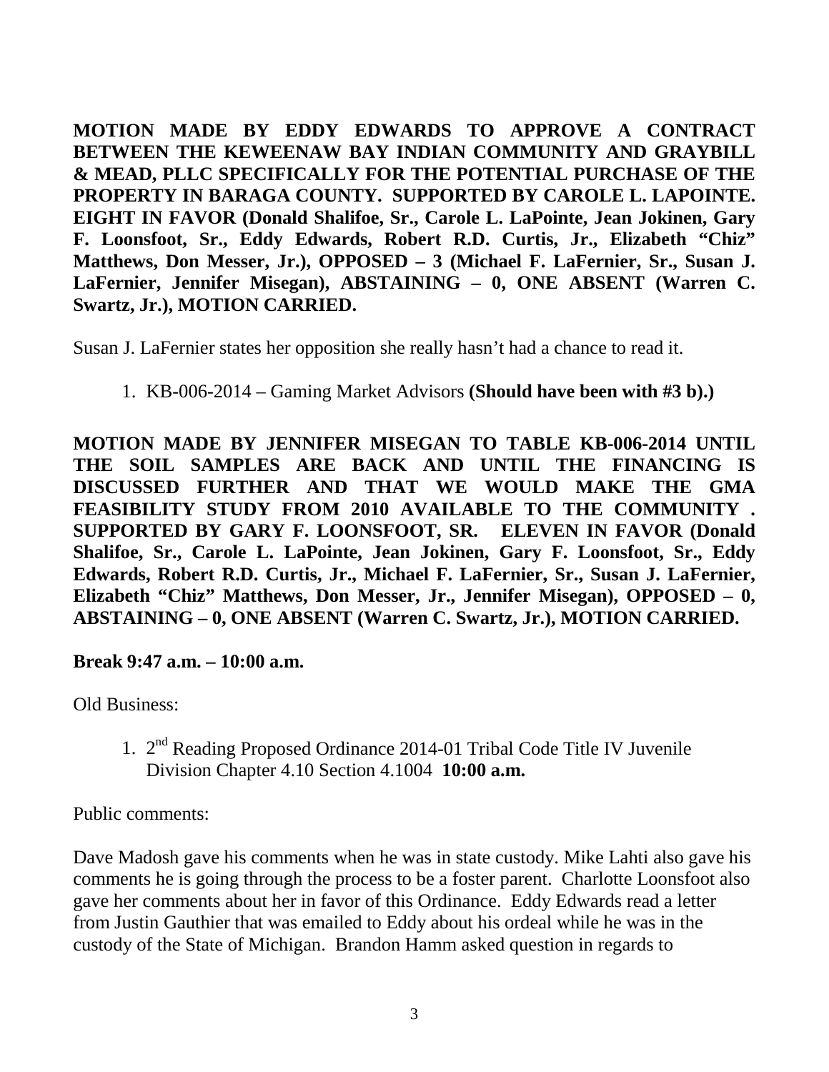**MOTION MADE BY EDDY EDWARDS TO APPROVE A CONTRACT BETWEEN THE KEWEENAW BAY INDIAN COMMUNITY AND GRAYBILL & MEAD, PLLC SPECIFICALLY FOR THE POTENTIAL PURCHASE OF THE PROPERTY IN BARAGA COUNTY. SUPPORTED BY CAROLE L. LAPOINTE. EIGHT IN FAVOR (Donald Shalifoe, Sr., Carole L. LaPointe, Jean Jokinen, Gary F. Loonsfoot, Sr., Eddy Edwards, Robert R.D. Curtis, Jr., Elizabeth "Chiz" Matthews, Don Messer, Jr.), OPPOSED – 3 (Michael F. LaFernier, Sr., Susan J. LaFernier, Jennifer Misegan), ABSTAINING – 0, ONE ABSENT (Warren C. Swartz, Jr.), MOTION CARRIED.**

Susan J. LaFernier states her opposition she really hasn't had a chance to read it.

1. KB-006-2014 – Gaming Market Advisors **(Should have been with #3 b).)**

**MOTION MADE BY JENNIFER MISEGAN TO TABLE KB-006-2014 UNTIL THE SOIL SAMPLES ARE BACK AND UNTIL THE FINANCING IS DISCUSSED FURTHER AND THAT WE WOULD MAKE THE GMA FEASIBILITY STUDY FROM 2010 AVAILABLE TO THE COMMUNITY . SUPPORTED BY GARY F. LOONSFOOT, SR. ELEVEN IN FAVOR (Donald Shalifoe, Sr., Carole L. LaPointe, Jean Jokinen, Gary F. Loonsfoot, Sr., Eddy Edwards, Robert R.D. Curtis, Jr., Michael F. LaFernier, Sr., Susan J. LaFernier, Elizabeth "Chiz" Matthews, Don Messer, Jr., Jennifer Misegan), OPPOSED – 0, ABSTAINING – 0, ONE ABSENT (Warren C. Swartz, Jr.), MOTION CARRIED.**

**Break 9:47 a.m. – 10:00 a.m.**

Old Business:

1. 2nd Reading Proposed Ordinance 2014-01 Tribal Code Title IV Juvenile Division Chapter 4.10 Section 4.1004 **10:00 a.m.**

Public comments:

Dave Madosh gave his comments when he was in state custody. Mike Lahti also gave his comments he is going through the process to be a foster parent. Charlotte Loonsfoot also gave her comments about her in favor of this Ordinance. Eddy Edwards read a letter from Justin Gauthier that was emailed to Eddy about his ordeal while he was in the custody of the State of Michigan. Brandon Hamm asked question in regards to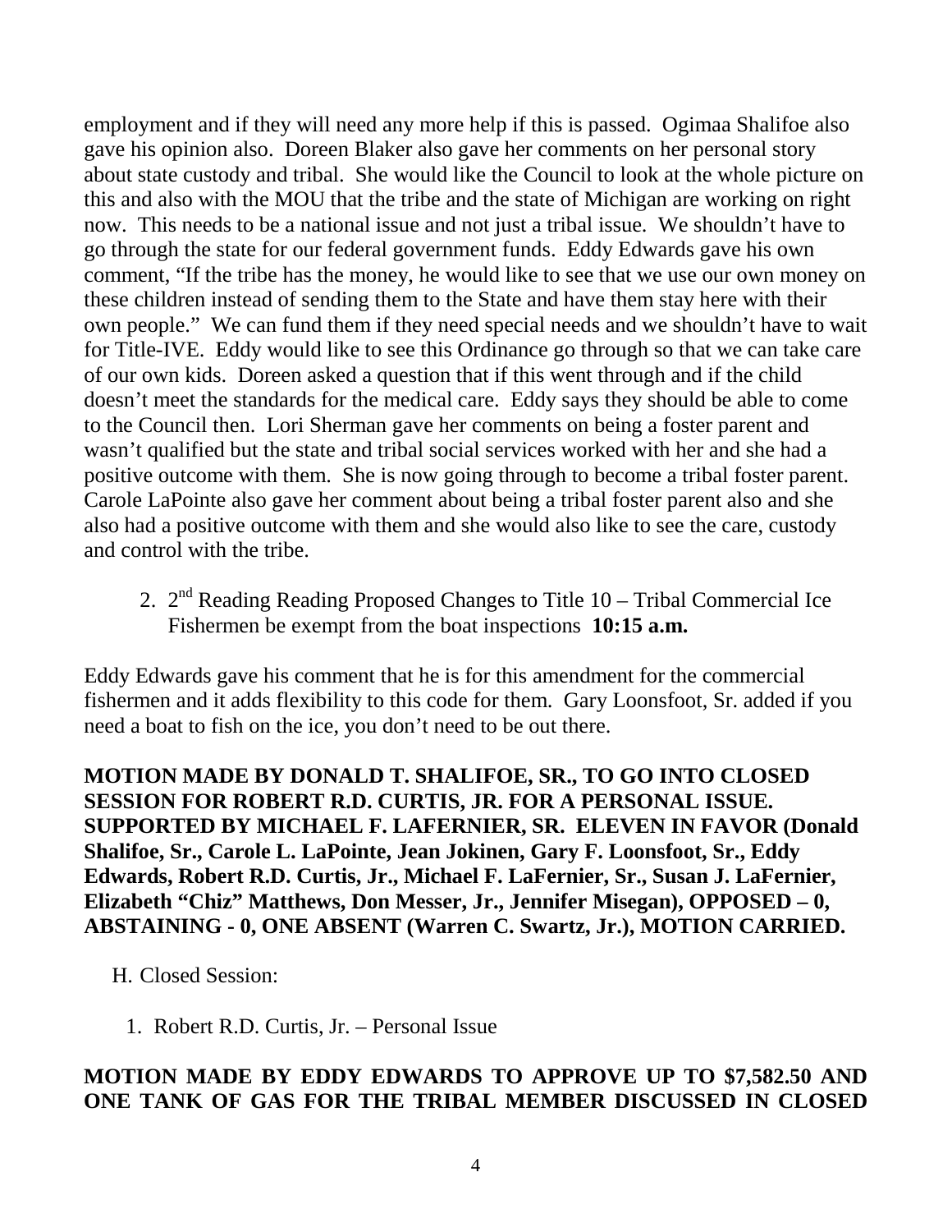employment and if they will need any more help if this is passed. Ogimaa Shalifoe also gave his opinion also. Doreen Blaker also gave her comments on her personal story about state custody and tribal. She would like the Council to look at the whole picture on this and also with the MOU that the tribe and the state of Michigan are working on right now. This needs to be a national issue and not just a tribal issue. We shouldn't have to go through the state for our federal government funds. Eddy Edwards gave his own comment, "If the tribe has the money, he would like to see that we use our own money on these children instead of sending them to the State and have them stay here with their own people." We can fund them if they need special needs and we shouldn't have to wait for Title-IVE. Eddy would like to see this Ordinance go through so that we can take care of our own kids. Doreen asked a question that if this went through and if the child doesn't meet the standards for the medical care. Eddy says they should be able to come to the Council then. Lori Sherman gave her comments on being a foster parent and wasn't qualified but the state and tribal social services worked with her and she had a positive outcome with them. She is now going through to become a tribal foster parent. Carole LaPointe also gave her comment about being a tribal foster parent also and she also had a positive outcome with them and she would also like to see the care, custody and control with the tribe.

2. 2nd Reading Reading Proposed Changes to Title 10 – Tribal Commercial Ice Fishermen be exempt from the boat inspections **10:15 a.m.**

Eddy Edwards gave his comment that he is for this amendment for the commercial fishermen and it adds flexibility to this code for them. Gary Loonsfoot, Sr. added if you need a boat to fish on the ice, you don't need to be out there.

**MOTION MADE BY DONALD T. SHALIFOE, SR., TO GO INTO CLOSED SESSION FOR ROBERT R.D. CURTIS, JR. FOR A PERSONAL ISSUE. SUPPORTED BY MICHAEL F. LAFERNIER, SR. ELEVEN IN FAVOR (Donald Shalifoe, Sr., Carole L. LaPointe, Jean Jokinen, Gary F. Loonsfoot, Sr., Eddy Edwards, Robert R.D. Curtis, Jr., Michael F. LaFernier, Sr., Susan J. LaFernier, Elizabeth "Chiz" Matthews, Don Messer, Jr., Jennifer Misegan), OPPOSED – 0, ABSTAINING - 0, ONE ABSENT (Warren C. Swartz, Jr.), MOTION CARRIED.**

H. Closed Session:

1. Robert R.D. Curtis, Jr. – Personal Issue

**MOTION MADE BY EDDY EDWARDS TO APPROVE UP TO $7,582.50 AND ONE TANK OF GAS FOR THE TRIBAL MEMBER DISCUSSED IN CLOSED**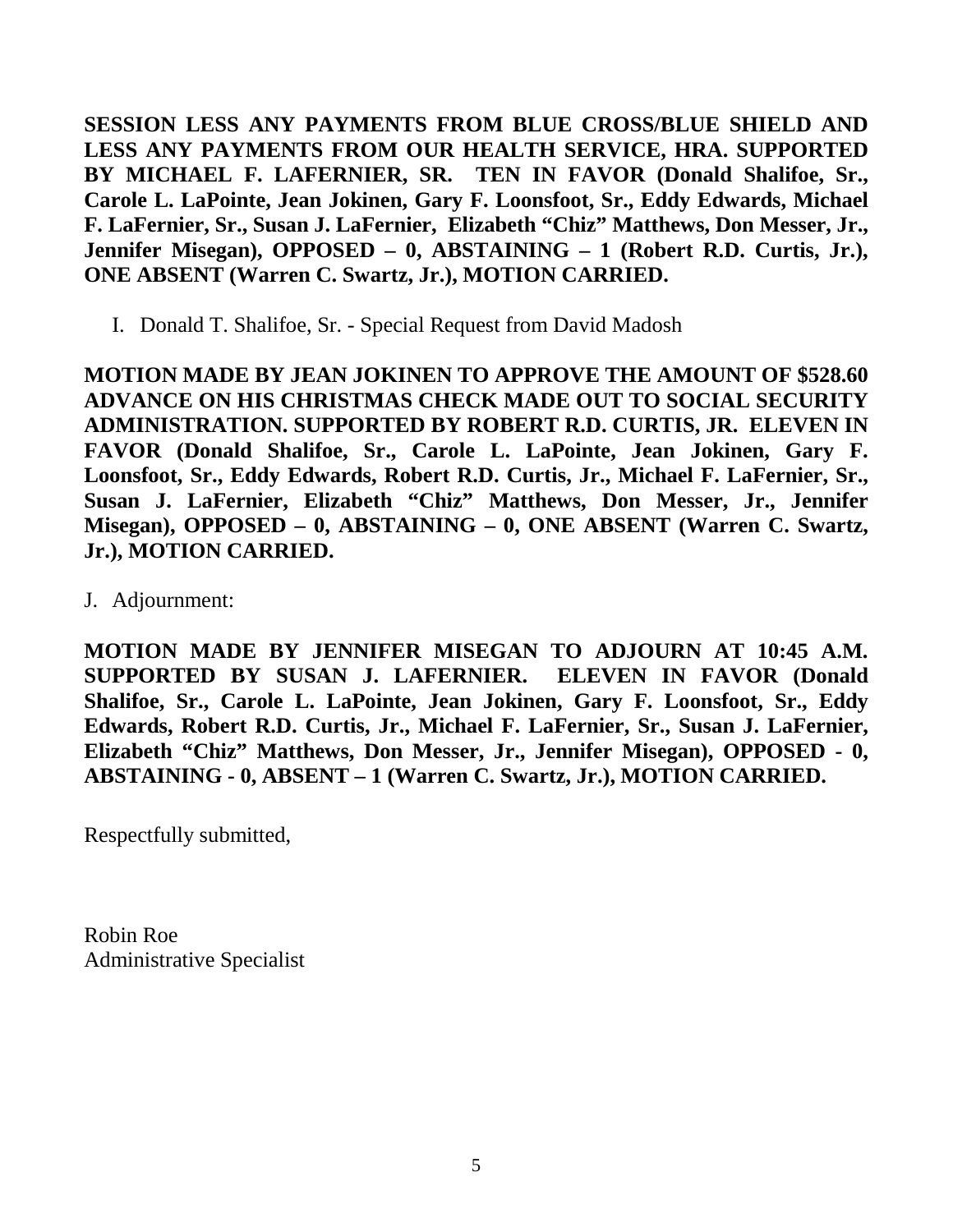**SESSION LESS ANY PAYMENTS FROM BLUE CROSS/BLUE SHIELD AND LESS ANY PAYMENTS FROM OUR HEALTH SERVICE, HRA. SUPPORTED BY MICHAEL F. LAFERNIER, SR. TEN IN FAVOR (Donald Shalifoe, Sr., Carole L. LaPointe, Jean Jokinen, Gary F. Loonsfoot, Sr., Eddy Edwards, Michael F. LaFernier, Sr., Susan J. LaFernier, Elizabeth "Chiz" Matthews, Don Messer, Jr., Jennifer Misegan), OPPOSED – 0, ABSTAINING – 1 (Robert R.D. Curtis, Jr.), ONE ABSENT (Warren C. Swartz, Jr.), MOTION CARRIED.**

I. Donald T. Shalifoe, Sr. - Special Request from David Madosh

**MOTION MADE BY JEAN JOKINEN TO APPROVE THE AMOUNT OF $528.60 ADVANCE ON HIS CHRISTMAS CHECK MADE OUT TO SOCIAL SECURITY ADMINISTRATION. SUPPORTED BY ROBERT R.D. CURTIS, JR. ELEVEN IN FAVOR (Donald Shalifoe, Sr., Carole L. LaPointe, Jean Jokinen, Gary F. Loonsfoot, Sr., Eddy Edwards, Robert R.D. Curtis, Jr., Michael F. LaFernier, Sr., Susan J. LaFernier, Elizabeth "Chiz" Matthews, Don Messer, Jr., Jennifer Misegan), OPPOSED – 0, ABSTAINING – 0, ONE ABSENT (Warren C. Swartz, Jr.), MOTION CARRIED.**

J. Adjournment:

**MOTION MADE BY JENNIFER MISEGAN TO ADJOURN AT 10:45 A.M. SUPPORTED BY SUSAN J. LAFERNIER. ELEVEN IN FAVOR (Donald Shalifoe, Sr., Carole L. LaPointe, Jean Jokinen, Gary F. Loonsfoot, Sr., Eddy Edwards, Robert R.D. Curtis, Jr., Michael F. LaFernier, Sr., Susan J. LaFernier, Elizabeth "Chiz" Matthews, Don Messer, Jr., Jennifer Misegan), OPPOSED - 0, ABSTAINING - 0, ABSENT – 1 (Warren C. Swartz, Jr.), MOTION CARRIED.**

Respectfully submitted,

Robin Roe
Administrative Specialist